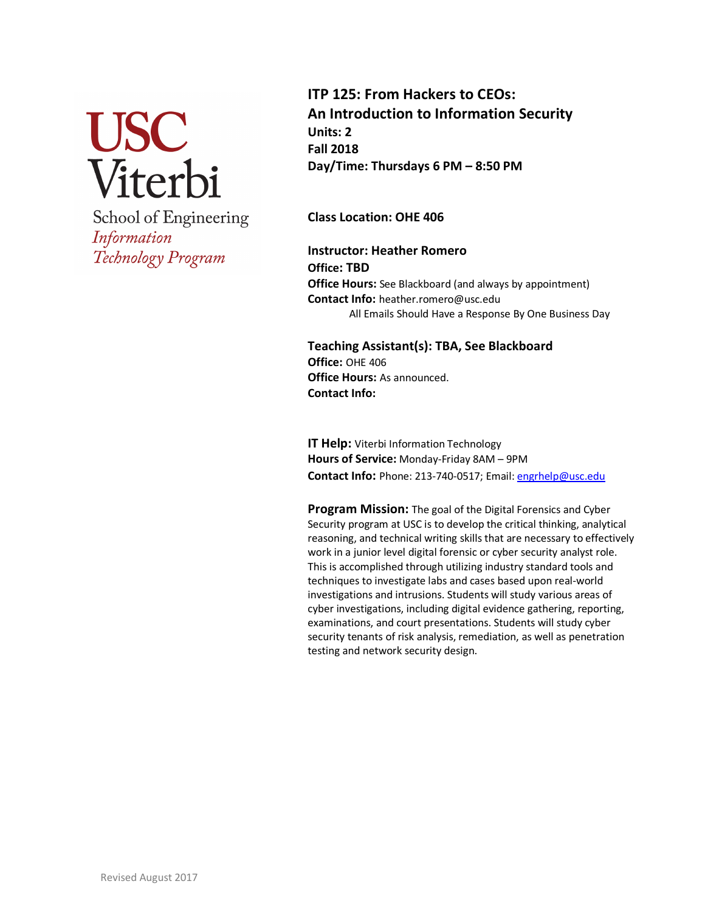USC Viterbi

School of Engineering

*Information Technology Program*

# ITP 125: From Hackers to CEOs: An Introduction to Information Security

**Units: 2**

**Fall 2018**

**Day/Time: Thursdays 6 PM – 8:50 PM**

**Class Location: OHE 406**

**Instructor: Heather Romero**

**Office: TBD**

**Office Hours:** See Blackboard (and always by appointment)

**Contact Info:** heather.romero@usc.edu

All Emails Should Have a Response By One Business Day

**Teaching Assistant(s): TBA, See Blackboard**

**Office:** OHE 406

**Office Hours:** As announced.

**Contact Info:**

**IT Help:** Viterbi Information Technology

**Hours of Service:** Monday-Friday 8AM – 9PM

**Contact Info:** Phone: 213-740-0517; Email: engrhelp@usc.edu

**Program Mission:** The goal of the Digital Forensics and Cyber Security program at USC is to develop the critical thinking, analytical reasoning, and technical writing skills that are necessary to effectively work in a junior level digital forensic or cyber security analyst role. This is accomplished through utilizing industry standard tools and techniques to investigate labs and cases based upon real-world investigations and intrusions. Students will study various areas of cyber investigations, including digital evidence gathering, reporting, examinations, and court presentations. Students will study cyber security tenants of risk analysis, remediation, as well as penetration testing and network security design.

Revised August 2017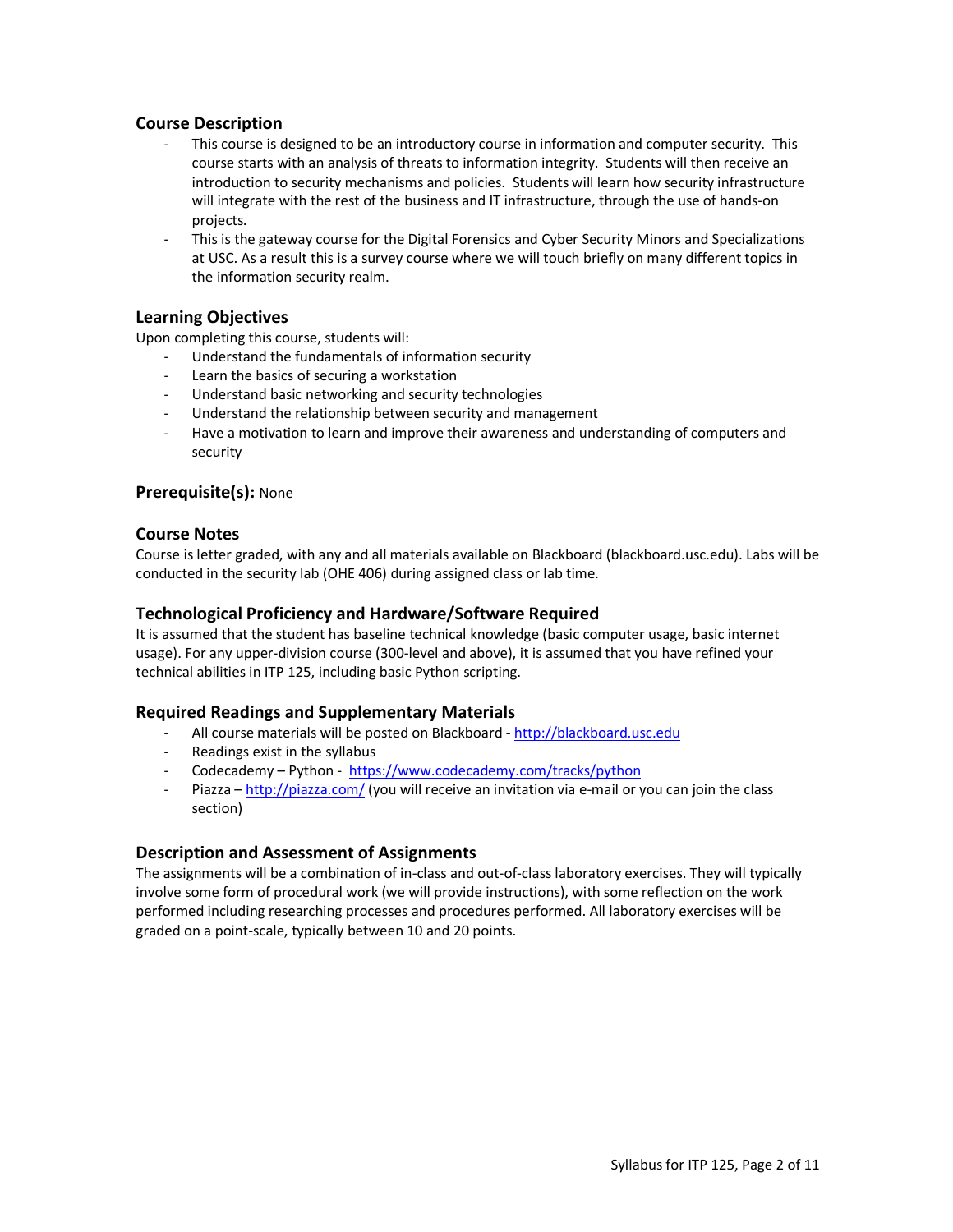## Course Description

- This course is designed to be an introductory course in information and computer security. This course starts with an analysis of threats to information integrity. Students will then receive an introduction to security mechanisms and policies. Students will learn how security infrastructure will integrate with the rest of the business and IT infrastructure, through the use of hands-on projects.
- This is the gateway course for the Digital Forensics and Cyber Security Minors and Specializations at USC. As a result this is a survey course where we will touch briefly on many different topics in the information security realm.

## Learning Objectives

Upon completing this course, students will:

- Understand the fundamentals of information security
- Learn the basics of securing a workstation
- Understand basic networking and security technologies
- Understand the relationship between security and management
- Have a motivation to learn and improve their awareness and understanding of computers and security

## Prerequisite(s): None

## Course Notes

Course is letter graded, with any and all materials available on Blackboard (blackboard.usc.edu). Labs will be conducted in the security lab (OHE 406) during assigned class or lab time.

## Technological Proficiency and Hardware/Software Required

It is assumed that the student has baseline technical knowledge (basic computer usage, basic internet usage). For any upper-division course (300-level and above), it is assumed that you have refined your technical abilities in ITP 125, including basic Python scripting.

## Required Readings and Supplementary Materials

- All course materials will be posted on Blackboard - http://blackboard.usc.edu
- Readings exist in the syllabus
- Codecademy – Python - https://www.codecademy.com/tracks/python
- Piazza – http://piazza.com/ (you will receive an invitation via e-mail or you can join the class section)

## Description and Assessment of Assignments

The assignments will be a combination of in-class and out-of-class laboratory exercises. They will typically involve some form of procedural work (we will provide instructions), with some reflection on the work performed including researching processes and procedures performed. All laboratory exercises will be graded on a point-scale, typically between 10 and 20 points.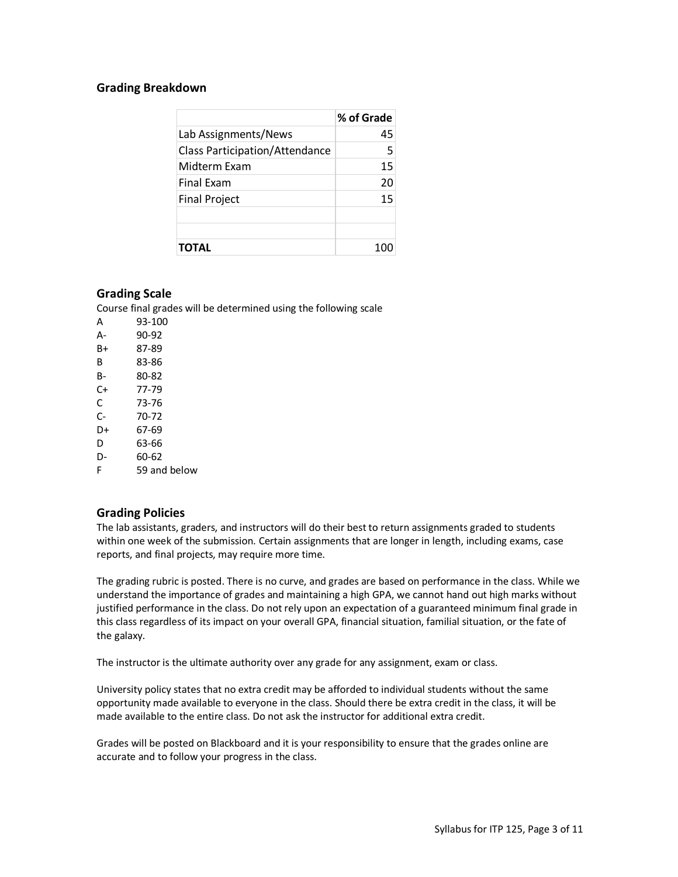## Grading Breakdown

| | % of Grade |
|---|---|
| Lab Assignments/News | 45 |
| Class Participation/Attendance | 5 |
| Midterm Exam | 15 |
| Final Exam | 20 |
| Final Project | 15 |
| | |
| | |
| **TOTAL** | 100 |

## Grading Scale

Course final grades will be determined using the following scale

| | |
|---|---|
| A | 93-100 |
| A- | 90-92 |
| B+ | 87-89 |
| B | 83-86 |
| B- | 80-82 |
| C+ | 77-79 |
| C | 73-76 |
| C- | 70-72 |
| D+ | 67-69 |
| D | 63-66 |
| D- | 60-62 |
| F | 59 and below |

## Grading Policies

The lab assistants, graders, and instructors will do their best to return assignments graded to students within one week of the submission. Certain assignments that are longer in length, including exams, case reports, and final projects, may require more time.

The grading rubric is posted. There is no curve, and grades are based on performance in the class. While we understand the importance of grades and maintaining a high GPA, we cannot hand out high marks without justified performance in the class. Do not rely upon an expectation of a guaranteed minimum final grade in this class regardless of its impact on your overall GPA, financial situation, familial situation, or the fate of the galaxy.

The instructor is the ultimate authority over any grade for any assignment, exam or class.

University policy states that no extra credit may be afforded to individual students without the same opportunity made available to everyone in the class. Should there be extra credit in the class, it will be made available to the entire class. Do not ask the instructor for additional extra credit.

Grades will be posted on Blackboard and it is your responsibility to ensure that the grades online are accurate and to follow your progress in the class.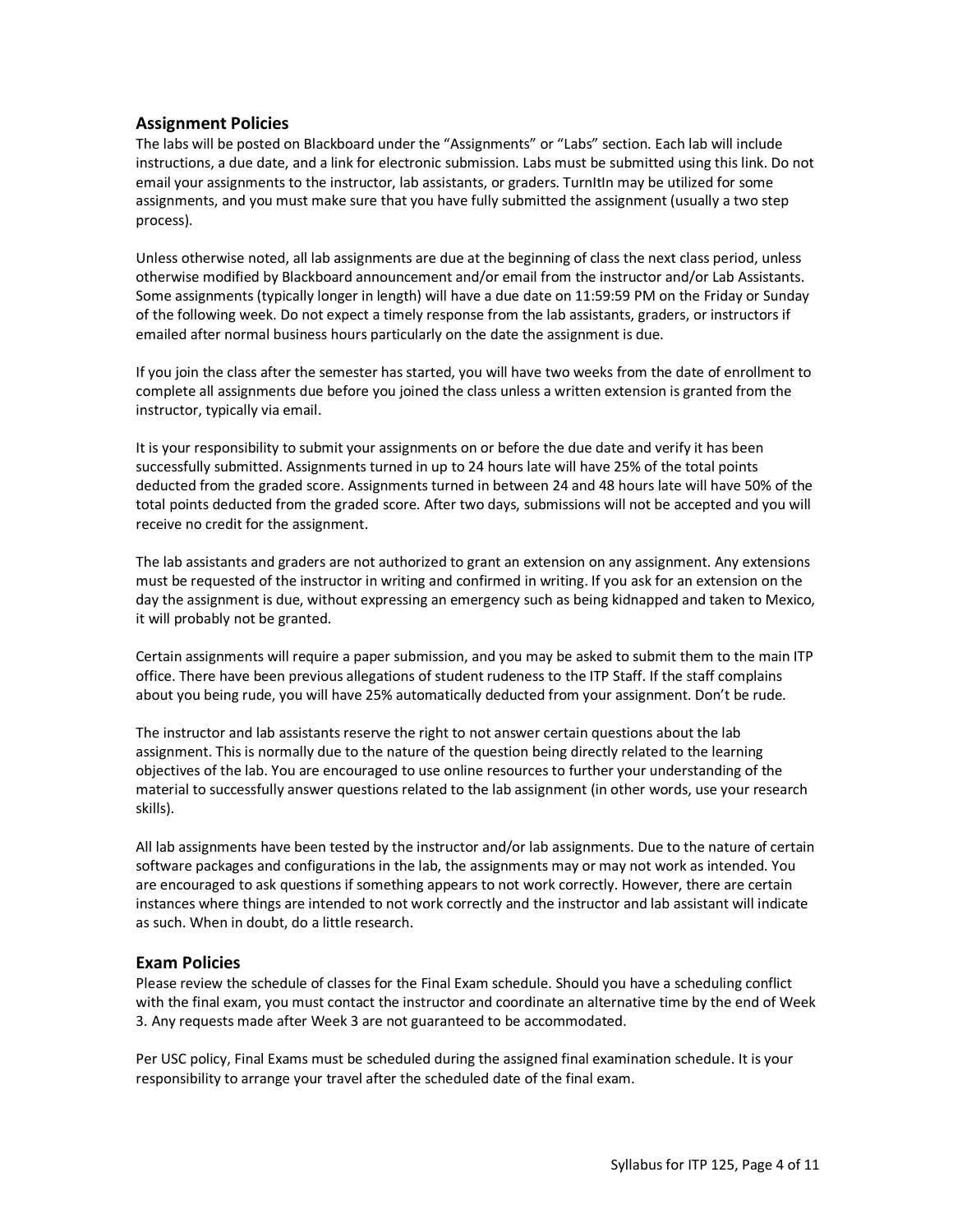## Assignment Policies

The labs will be posted on Blackboard under the "Assignments" or "Labs" section. Each lab will include instructions, a due date, and a link for electronic submission. Labs must be submitted using this link. Do not email your assignments to the instructor, lab assistants, or graders. TurnItIn may be utilized for some assignments, and you must make sure that you have fully submitted the assignment (usually a two step process).

Unless otherwise noted, all lab assignments are due at the beginning of class the next class period, unless otherwise modified by Blackboard announcement and/or email from the instructor and/or Lab Assistants. Some assignments (typically longer in length) will have a due date on 11:59:59 PM on the Friday or Sunday of the following week. Do not expect a timely response from the lab assistants, graders, or instructors if emailed after normal business hours particularly on the date the assignment is due.

If you join the class after the semester has started, you will have two weeks from the date of enrollment to complete all assignments due before you joined the class unless a written extension is granted from the instructor, typically via email.

It is your responsibility to submit your assignments on or before the due date and verify it has been successfully submitted. Assignments turned in up to 24 hours late will have 25% of the total points deducted from the graded score. Assignments turned in between 24 and 48 hours late will have 50% of the total points deducted from the graded score. After two days, submissions will not be accepted and you will receive no credit for the assignment.

The lab assistants and graders are not authorized to grant an extension on any assignment. Any extensions must be requested of the instructor in writing and confirmed in writing. If you ask for an extension on the day the assignment is due, without expressing an emergency such as being kidnapped and taken to Mexico, it will probably not be granted.

Certain assignments will require a paper submission, and you may be asked to submit them to the main ITP office. There have been previous allegations of student rudeness to the ITP Staff. If the staff complains about you being rude, you will have 25% automatically deducted from your assignment. Don't be rude.

The instructor and lab assistants reserve the right to not answer certain questions about the lab assignment. This is normally due to the nature of the question being directly related to the learning objectives of the lab. You are encouraged to use online resources to further your understanding of the material to successfully answer questions related to the lab assignment (in other words, use your research skills).

All lab assignments have been tested by the instructor and/or lab assignments. Due to the nature of certain software packages and configurations in the lab, the assignments may or may not work as intended. You are encouraged to ask questions if something appears to not work correctly. However, there are certain instances where things are intended to not work correctly and the instructor and lab assistant will indicate as such. When in doubt, do a little research.

## Exam Policies

Please review the schedule of classes for the Final Exam schedule. Should you have a scheduling conflict with the final exam, you must contact the instructor and coordinate an alternative time by the end of Week 3. Any requests made after Week 3 are not guaranteed to be accommodated.

Per USC policy, Final Exams must be scheduled during the assigned final examination schedule. It is your responsibility to arrange your travel after the scheduled date of the final exam.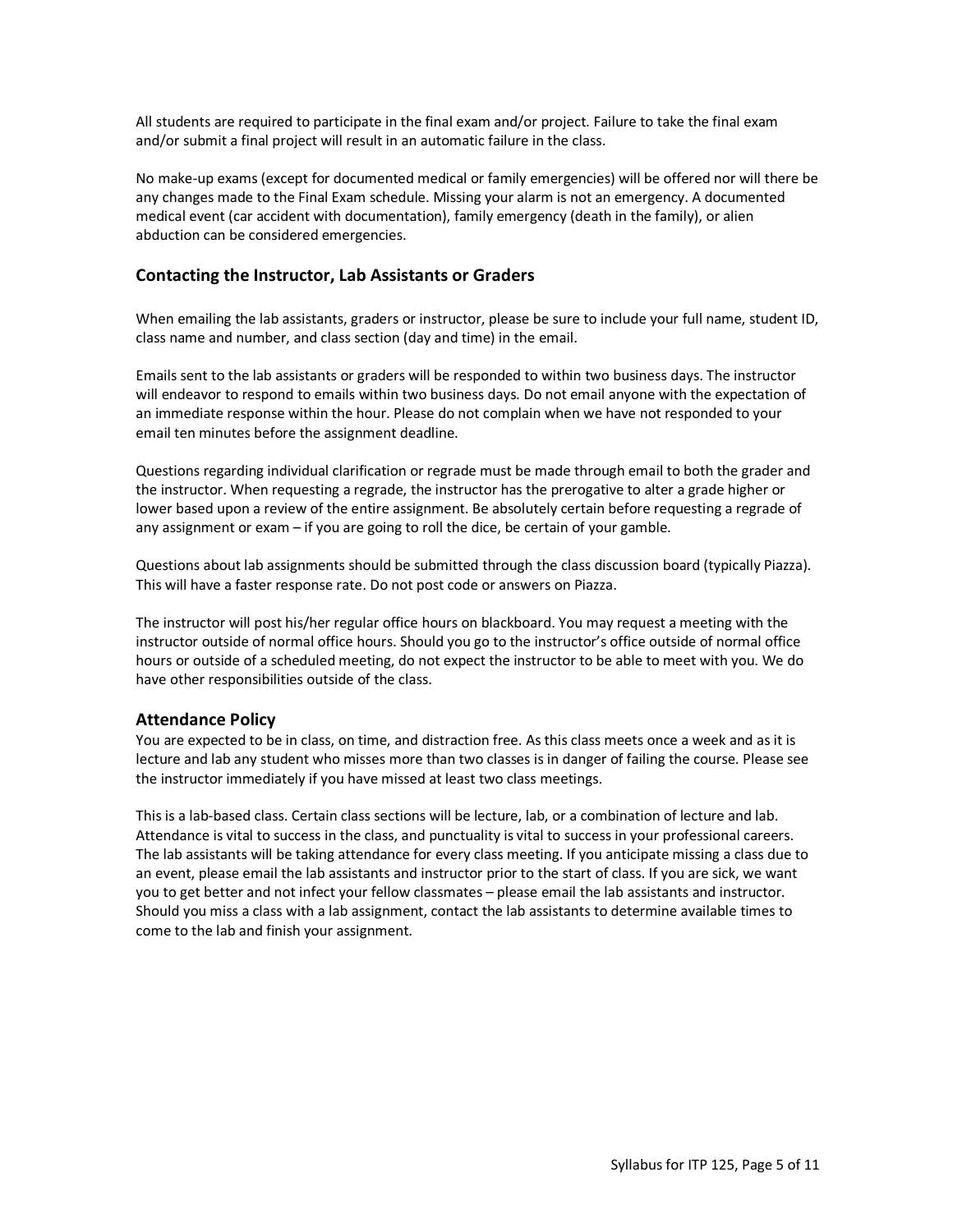All students are required to participate in the final exam and/or project. Failure to take the final exam and/or submit a final project will result in an automatic failure in the class.

No make-up exams (except for documented medical or family emergencies) will be offered nor will there be any changes made to the Final Exam schedule. Missing your alarm is not an emergency. A documented medical event (car accident with documentation), family emergency (death in the family), or alien abduction can be considered emergencies.

## Contacting the Instructor, Lab Assistants or Graders

When emailing the lab assistants, graders or instructor, please be sure to include your full name, student ID, class name and number, and class section (day and time) in the email.

Emails sent to the lab assistants or graders will be responded to within two business days. The instructor will endeavor to respond to emails within two business days. Do not email anyone with the expectation of an immediate response within the hour. Please do not complain when we have not responded to your email ten minutes before the assignment deadline.

Questions regarding individual clarification or regrade must be made through email to both the grader and the instructor. When requesting a regrade, the instructor has the prerogative to alter a grade higher or lower based upon a review of the entire assignment. Be absolutely certain before requesting a regrade of any assignment or exam – if you are going to roll the dice, be certain of your gamble.

Questions about lab assignments should be submitted through the class discussion board (typically Piazza). This will have a faster response rate. Do not post code or answers on Piazza.

The instructor will post his/her regular office hours on blackboard. You may request a meeting with the instructor outside of normal office hours. Should you go to the instructor's office outside of normal office hours or outside of a scheduled meeting, do not expect the instructor to be able to meet with you. We do have other responsibilities outside of the class.

## Attendance Policy

You are expected to be in class, on time, and distraction free. As this class meets once a week and as it is lecture and lab any student who misses more than two classes is in danger of failing the course. Please see the instructor immediately if you have missed at least two class meetings.

This is a lab-based class. Certain class sections will be lecture, lab, or a combination of lecture and lab. Attendance is vital to success in the class, and punctuality is vital to success in your professional careers. The lab assistants will be taking attendance for every class meeting. If you anticipate missing a class due to an event, please email the lab assistants and instructor prior to the start of class. If you are sick, we want you to get better and not infect your fellow classmates – please email the lab assistants and instructor. Should you miss a class with a lab assignment, contact the lab assistants to determine available times to come to the lab and finish your assignment.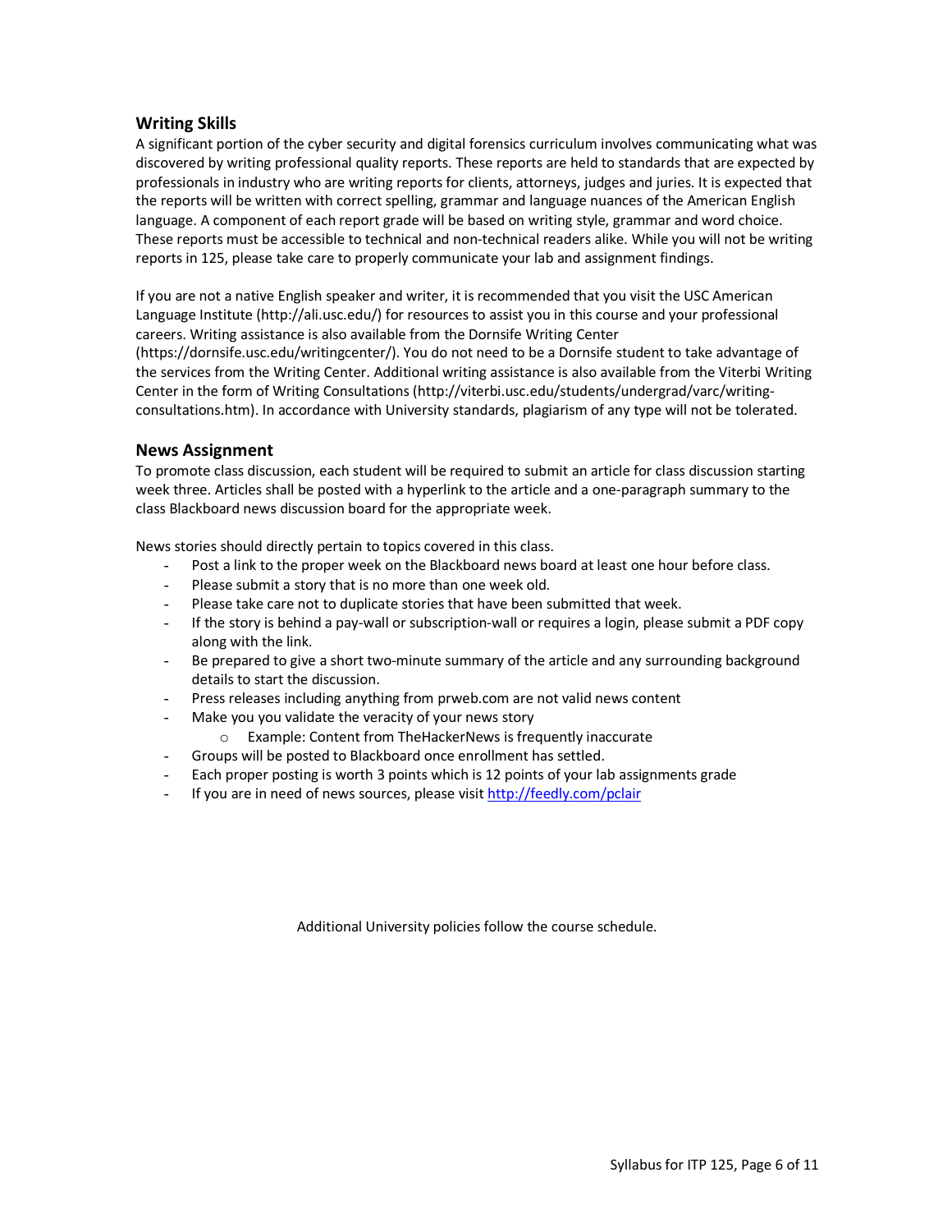## Writing Skills

A significant portion of the cyber security and digital forensics curriculum involves communicating what was discovered by writing professional quality reports. These reports are held to standards that are expected by professionals in industry who are writing reports for clients, attorneys, judges and juries. It is expected that the reports will be written with correct spelling, grammar and language nuances of the American English language. A component of each report grade will be based on writing style, grammar and word choice. These reports must be accessible to technical and non-technical readers alike. While you will not be writing reports in 125, please take care to properly communicate your lab and assignment findings.

If you are not a native English speaker and writer, it is recommended that you visit the USC American Language Institute (http://ali.usc.edu/) for resources to assist you in this course and your professional careers. Writing assistance is also available from the Dornsife Writing Center (https://dornsife.usc.edu/writingcenter/). You do not need to be a Dornsife student to take advantage of the services from the Writing Center. Additional writing assistance is also available from the Viterbi Writing Center in the form of Writing Consultations (http://viterbi.usc.edu/students/undergrad/varc/writing-consultations.htm). In accordance with University standards, plagiarism of any type will not be tolerated.

## News Assignment

To promote class discussion, each student will be required to submit an article for class discussion starting week three. Articles shall be posted with a hyperlink to the article and a one-paragraph summary to the class Blackboard news discussion board for the appropriate week.

News stories should directly pertain to topics covered in this class.

- Post a link to the proper week on the Blackboard news board at least one hour before class.
- Please submit a story that is no more than one week old.
- Please take care not to duplicate stories that have been submitted that week.
- If the story is behind a pay-wall or subscription-wall or requires a login, please submit a PDF copy along with the link.
- Be prepared to give a short two-minute summary of the article and any surrounding background details to start the discussion.
- Press releases including anything from prweb.com are not valid news content
- Make you you validate the veracity of your news story
    - Example: Content from TheHackerNews is frequently inaccurate
- Groups will be posted to Blackboard once enrollment has settled.
- Each proper posting is worth 3 points which is 12 points of your lab assignments grade
- If you are in need of news sources, please visit [http://feedly.com/pclair](http://feedly.com/pclair)

Additional University policies follow the course schedule.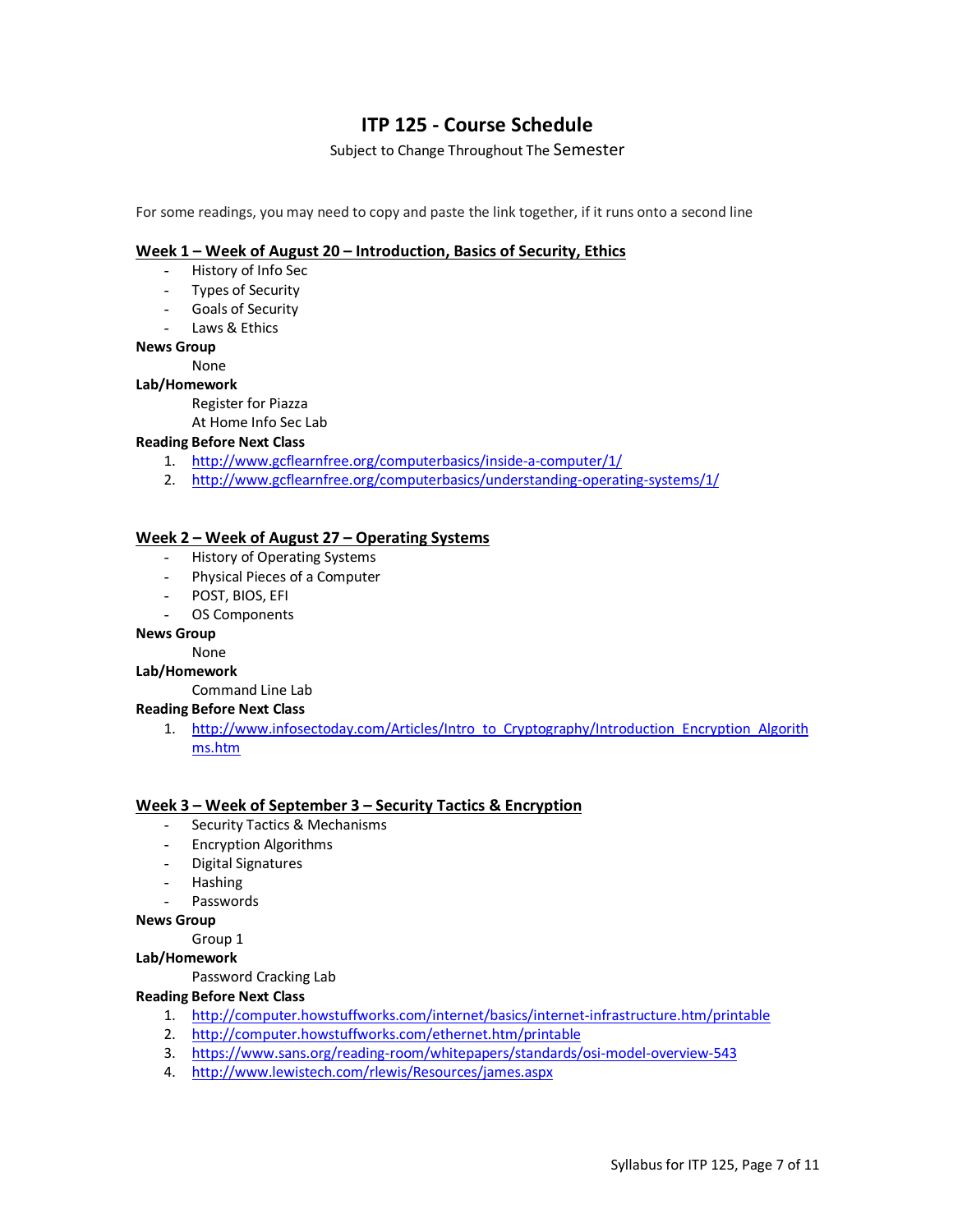# ITP 125 - Course Schedule

Subject to Change Throughout The Semester

For some readings, you may need to copy and paste the link together, if it runs onto a second line

## Week 1 – Week of August 20 – Introduction, Basics of Security, Ethics

- History of Info Sec
- Types of Security
- Goals of Security
- Laws & Ethics

**News Group**

None

**Lab/Homework**

Register for Piazza

At Home Info Sec Lab

**Reading Before Next Class**

1. http://www.gcflearnfree.org/computerbasics/inside-a-computer/1/
2. http://www.gcflearnfree.org/computerbasics/understanding-operating-systems/1/

## Week 2 – Week of August 27 – Operating Systems

- History of Operating Systems
- Physical Pieces of a Computer
- POST, BIOS, EFI
- OS Components

**News Group**

None

**Lab/Homework**

Command Line Lab

**Reading Before Next Class**

1. http://www.infosectoday.com/Articles/Intro_to_Cryptography/Introduction_Encryption_Algorithms.htm

## Week 3 – Week of September 3 – Security Tactics & Encryption

- Security Tactics & Mechanisms
- Encryption Algorithms
- Digital Signatures
- Hashing
- Passwords

**News Group**

Group 1

**Lab/Homework**

Password Cracking Lab

**Reading Before Next Class**

1. http://computer.howstuffworks.com/internet/basics/internet-infrastructure.htm/printable
2. http://computer.howstuffworks.com/ethernet.htm/printable
3. https://www.sans.org/reading-room/whitepapers/standards/osi-model-overview-543
4. http://www.lewistech.com/rlewis/Resources/james.aspx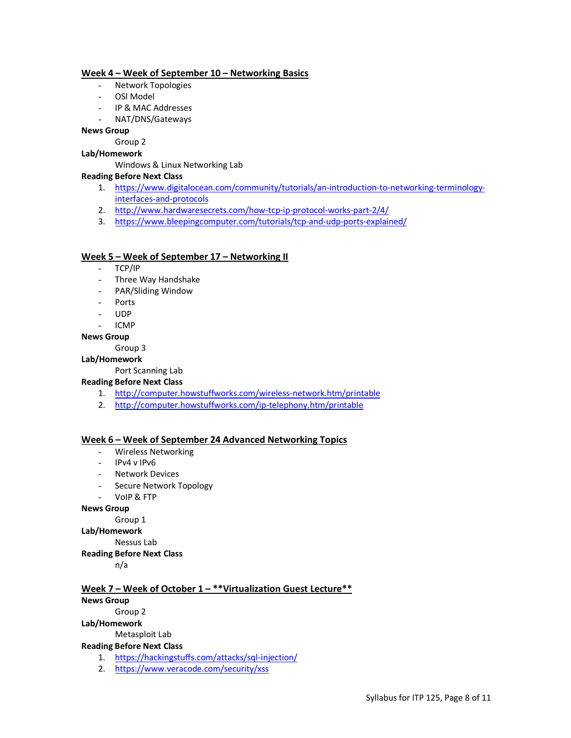### Week 4 – Week of September 10 – Networking Basics

- Network Topologies
- OSI Model
- IP & MAC Addresses
- NAT/DNS/Gateways

**News Group**

Group 2

**Lab/Homework**

Windows & Linux Networking Lab

**Reading Before Next Class**

1. https://www.digitalocean.com/community/tutorials/an-introduction-to-networking-terminology-interfaces-and-protocols
2. http://www.hardwaresecrets.com/how-tcp-ip-protocol-works-part-2/4/
3. https://www.bleepingcomputer.com/tutorials/tcp-and-udp-ports-explained/

### Week 5 – Week of September 17 – Networking II

- TCP/IP
- Three Way Handshake
- PAR/Sliding Window
- Ports
- UDP
- ICMP

**News Group**

Group 3

**Lab/Homework**

Port Scanning Lab

**Reading Before Next Class**

1. http://computer.howstuffworks.com/wireless-network.htm/printable
2. http://computer.howstuffworks.com/ip-telephony.htm/printable

### Week 6 – Week of September 24 Advanced Networking Topics

- Wireless Networking
- IPv4 v IPv6
- Network Devices
- Secure Network Topology
- VoIP & FTP

**News Group**

Group 1

**Lab/Homework**

Nessus Lab

**Reading Before Next Class**

n/a

### Week 7 – Week of October 1 – **Virtualization Guest Lecture**

**News Group**

Group 2

**Lab/Homework**

Metasploit Lab

**Reading Before Next Class**

1. https://hackingstuffs.com/attacks/sql-injection/
2. https://www.veracode.com/security/xss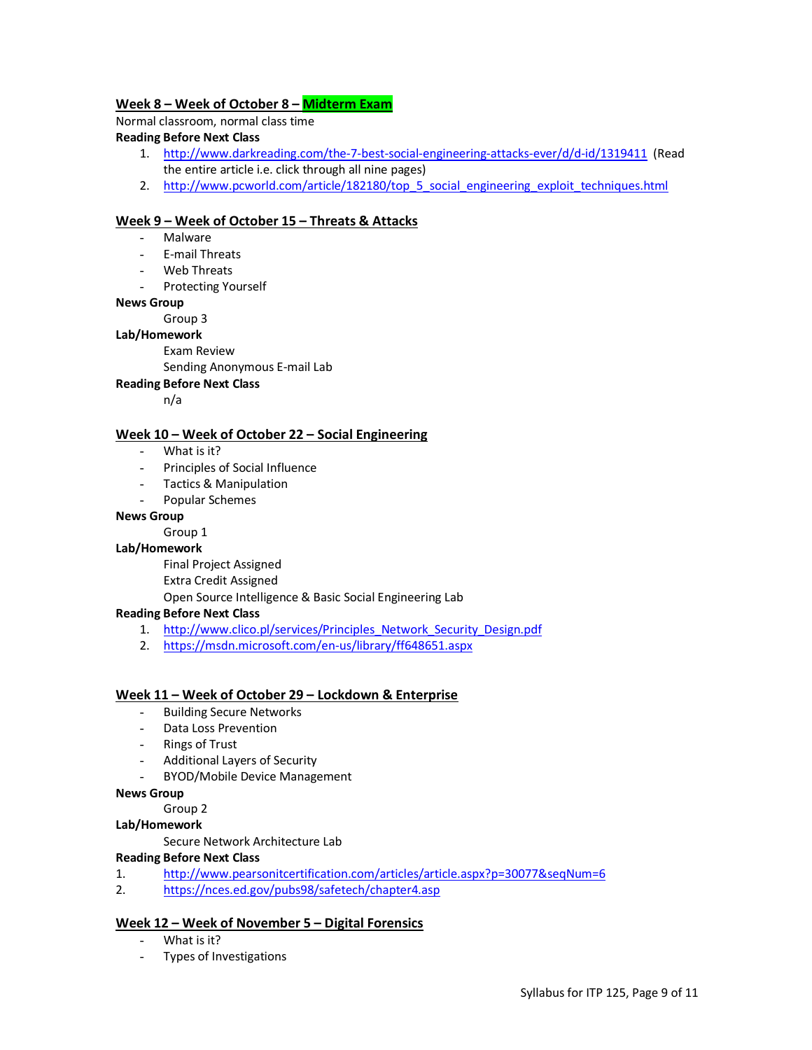### Week 8 – Week of October 8 – Midterm Exam

Normal classroom, normal class time

**Reading Before Next Class**

1. http://www.darkreading.com/the-7-best-social-engineering-attacks-ever/d/d-id/1319411 (Read the entire article i.e. click through all nine pages)
2. http://www.pcworld.com/article/182180/top_5_social_engineering_exploit_techniques.html

### Week 9 – Week of October 15 – Threats & Attacks

- Malware
- E-mail Threats
- Web Threats
- Protecting Yourself

**News Group**

Group 3

**Lab/Homework**

Exam Review
Sending Anonymous E-mail Lab

**Reading Before Next Class**

n/a

### Week 10 – Week of October 22 – Social Engineering

- What is it?
- Principles of Social Influence
- Tactics & Manipulation
- Popular Schemes

**News Group**

Group 1

**Lab/Homework**

Final Project Assigned
Extra Credit Assigned
Open Source Intelligence & Basic Social Engineering Lab

**Reading Before Next Class**

1. http://www.clico.pl/services/Principles_Network_Security_Design.pdf
2. https://msdn.microsoft.com/en-us/library/ff648651.aspx

### Week 11 – Week of October 29 – Lockdown & Enterprise

- Building Secure Networks
- Data Loss Prevention
- Rings of Trust
- Additional Layers of Security
- BYOD/Mobile Device Management

**News Group**

Group 2

**Lab/Homework**

Secure Network Architecture Lab

**Reading Before Next Class**

1. http://www.pearsonitcertification.com/articles/article.aspx?p=30077&seqNum=6
2. https://nces.ed.gov/pubs98/safetech/chapter4.asp

### Week 12 – Week of November 5 – Digital Forensics

- What is it?
- Types of Investigations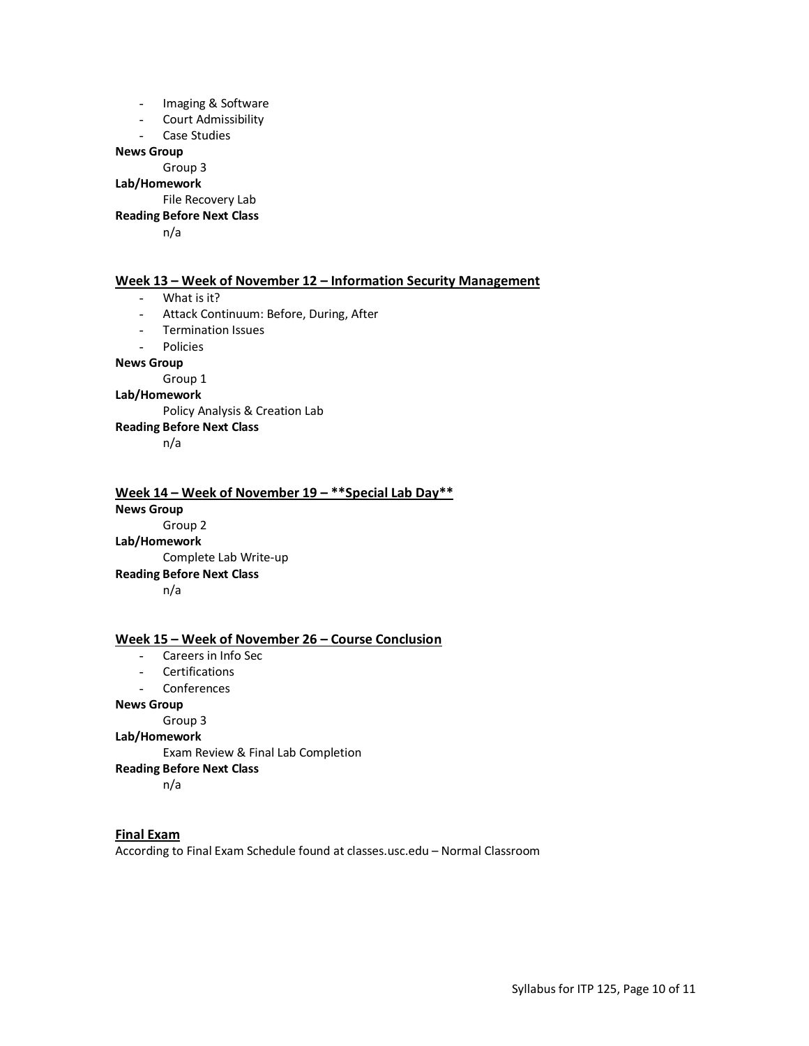- Imaging & Software
- Court Admissibility
- Case Studies

**News Group**

Group 3

**Lab/Homework**

File Recovery Lab

**Reading Before Next Class**

n/a

## Week 13 – Week of November 12 – Information Security Management

- What is it?
- Attack Continuum: Before, During, After
- Termination Issues
- Policies

**News Group**

Group 1

**Lab/Homework**

Policy Analysis & Creation Lab

**Reading Before Next Class**

n/a

## Week 14 – Week of November 19 – **Special Lab Day**

**News Group**

Group 2

**Lab/Homework**

Complete Lab Write-up

**Reading Before Next Class**

n/a

## Week 15 – Week of November 26 – Course Conclusion

- Careers in Info Sec
- Certifications
- Conferences

**News Group**

Group 3

**Lab/Homework**

Exam Review & Final Lab Completion

**Reading Before Next Class**

n/a

## Final Exam

According to Final Exam Schedule found at classes.usc.edu – Normal Classroom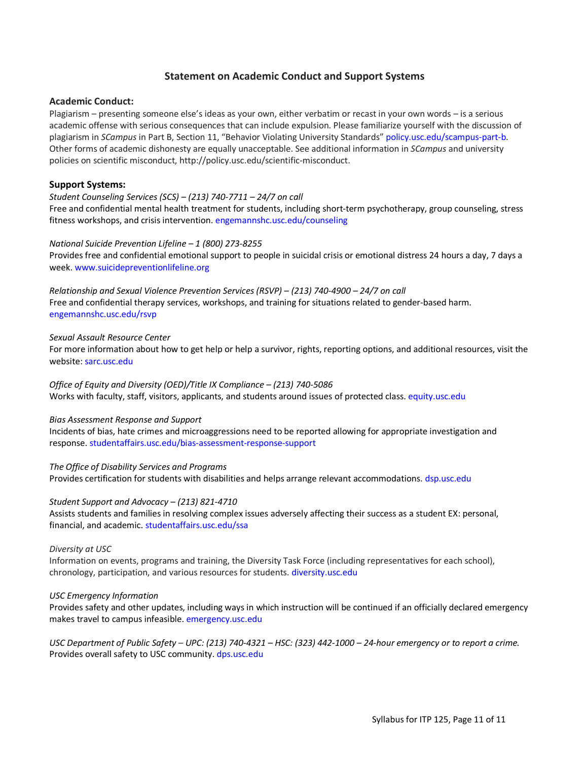## Statement on Academic Conduct and Support Systems

### Academic Conduct:

Plagiarism – presenting someone else's ideas as your own, either verbatim or recast in your own words – is a serious academic offense with serious consequences that can include expulsion. Please familiarize yourself with the discussion of plagiarism in *SCampus* in Part B, Section 11, "Behavior Violating University Standards" policy.usc.edu/scampus-part-b. Other forms of academic dishonesty are equally unacceptable. See additional information in *SCampus* and university policies on scientific misconduct, http://policy.usc.edu/scientific-misconduct.

### Support Systems:

*Student Counseling Services (SCS) – (213) 740-7711 – 24/7 on call*
Free and confidential mental health treatment for students, including short-term psychotherapy, group counseling, stress fitness workshops, and crisis intervention. engemannshc.usc.edu/counseling

*National Suicide Prevention Lifeline – 1 (800) 273-8255*
Provides free and confidential emotional support to people in suicidal crisis or emotional distress 24 hours a day, 7 days a week. www.suicidepreventionlifeline.org

*Relationship and Sexual Violence Prevention Services (RSVP) – (213) 740-4900 – 24/7 on call*
Free and confidential therapy services, workshops, and training for situations related to gender-based harm. engemannshc.usc.edu/rsvp

*Sexual Assault Resource Center*
For more information about how to get help or help a survivor, rights, reporting options, and additional resources, visit the website: sarc.usc.edu

*Office of Equity and Diversity (OED)/Title IX Compliance – (213) 740-5086*
Works with faculty, staff, visitors, applicants, and students around issues of protected class. equity.usc.edu

*Bias Assessment Response and Support*
Incidents of bias, hate crimes and microaggressions need to be reported allowing for appropriate investigation and response. studentaffairs.usc.edu/bias-assessment-response-support

*The Office of Disability Services and Programs*
Provides certification for students with disabilities and helps arrange relevant accommodations. dsp.usc.edu

*Student Support and Advocacy – (213) 821-4710*
Assists students and families in resolving complex issues adversely affecting their success as a student EX: personal, financial, and academic. studentaffairs.usc.edu/ssa

*Diversity at USC*
Information on events, programs and training, the Diversity Task Force (including representatives for each school), chronology, participation, and various resources for students. diversity.usc.edu

*USC Emergency Information*
Provides safety and other updates, including ways in which instruction will be continued if an officially declared emergency makes travel to campus infeasible. emergency.usc.edu

*USC Department of Public Safety – UPC: (213) 740-4321 – HSC: (323) 442-1000 – 24-hour emergency or to report a crime.*
Provides overall safety to USC community. dps.usc.edu